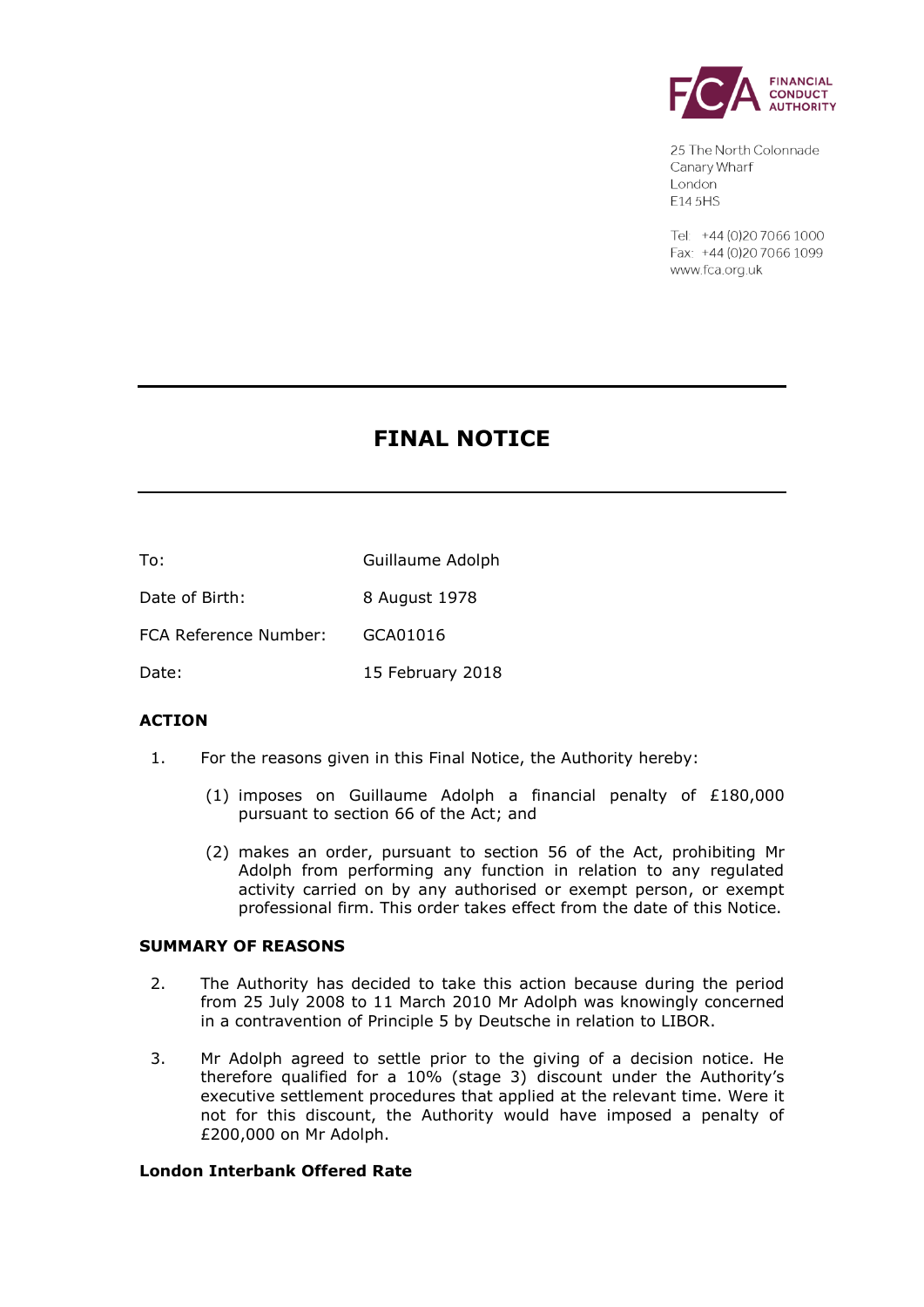25 The North Colonnade
Canary Wharf
London
E14 5HS

Tel: +44 (0)20 7066 1000
Fax: +44 (0)20 7066 1099
www.fca.org.uk

# FINAL NOTICE

To: Guillaume Adolph

Date of Birth: 8 August 1978

FCA Reference Number: GCA01016

Date: 15 February 2018

## ACTION

1. For the reasons given in this Final Notice, the Authority hereby:

   (1) imposes on Guillaume Adolph a financial penalty of £180,000 pursuant to section 66 of the Act; and

   (2) makes an order, pursuant to section 56 of the Act, prohibiting Mr Adolph from performing any function in relation to any regulated activity carried on by any authorised or exempt person, or exempt professional firm. This order takes effect from the date of this Notice.

## SUMMARY OF REASONS

2. The Authority has decided to take this action because during the period from 25 July 2008 to 11 March 2010 Mr Adolph was knowingly concerned in a contravention of Principle 5 by Deutsche in relation to LIBOR.

3. Mr Adolph agreed to settle prior to the giving of a decision notice. He therefore qualified for a 10% (stage 3) discount under the Authority's executive settlement procedures that applied at the relevant time. Were it not for this discount, the Authority would have imposed a penalty of £200,000 on Mr Adolph.

### London Interbank Offered Rate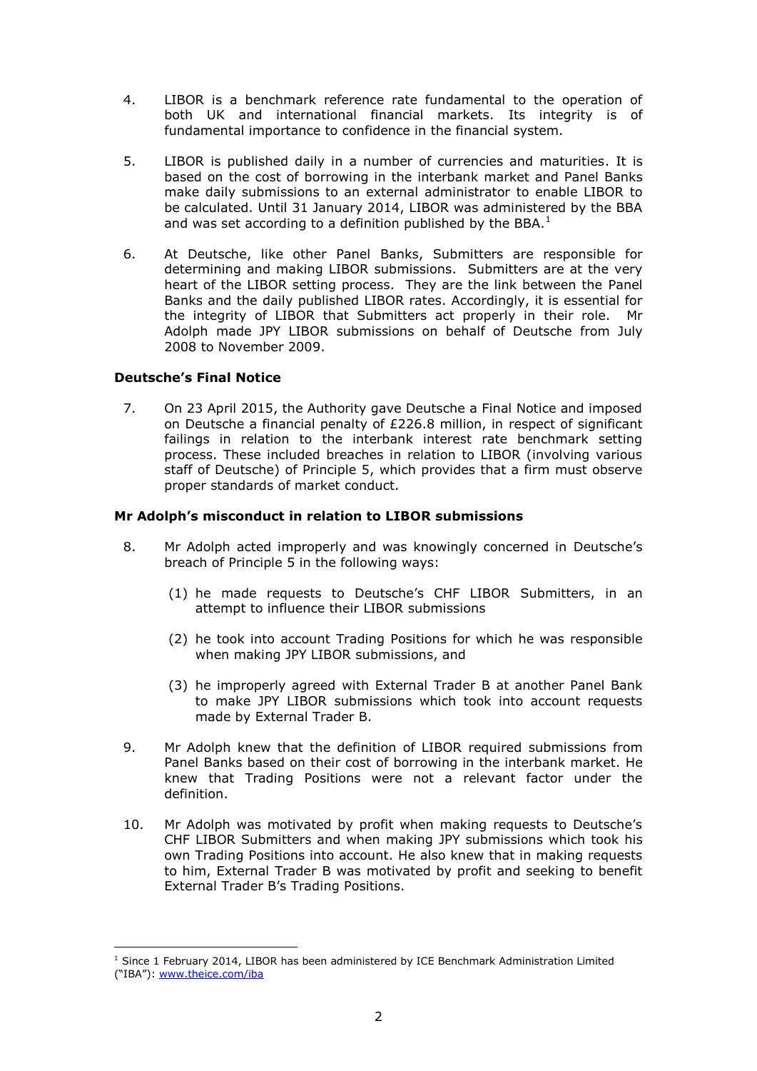4. LIBOR is a benchmark reference rate fundamental to the operation of both UK and international financial markets. Its integrity is of fundamental importance to confidence in the financial system.

5. LIBOR is published daily in a number of currencies and maturities. It is based on the cost of borrowing in the interbank market and Panel Banks make daily submissions to an external administrator to enable LIBOR to be calculated. Until 31 January 2014, LIBOR was administered by the BBA and was set according to a definition published by the BBA.[1]

6. At Deutsche, like other Panel Banks, Submitters are responsible for determining and making LIBOR submissions. Submitters are at the very heart of the LIBOR setting process. They are the link between the Panel Banks and the daily published LIBOR rates. Accordingly, it is essential for the integrity of LIBOR that Submitters act properly in their role. Mr Adolph made JPY LIBOR submissions on behalf of Deutsche from July 2008 to November 2009.

**Deutsche's Final Notice**

7. On 23 April 2015, the Authority gave Deutsche a Final Notice and imposed on Deutsche a financial penalty of £226.8 million, in respect of significant failings in relation to the interbank interest rate benchmark setting process. These included breaches in relation to LIBOR (involving various staff of Deutsche) of Principle 5, which provides that a firm must observe proper standards of market conduct.

**Mr Adolph's misconduct in relation to LIBOR submissions**

8. Mr Adolph acted improperly and was knowingly concerned in Deutsche's breach of Principle 5 in the following ways:

   (1) he made requests to Deutsche's CHF LIBOR Submitters, in an attempt to influence their LIBOR submissions

   (2) he took into account Trading Positions for which he was responsible when making JPY LIBOR submissions, and

   (3) he improperly agreed with External Trader B at another Panel Bank to make JPY LIBOR submissions which took into account requests made by External Trader B.

9. Mr Adolph knew that the definition of LIBOR required submissions from Panel Banks based on their cost of borrowing in the interbank market. He knew that Trading Positions were not a relevant factor under the definition.

10. Mr Adolph was motivated by profit when making requests to Deutsche's CHF LIBOR Submitters and when making JPY submissions which took his own Trading Positions into account. He also knew that in making requests to him, External Trader B was motivated by profit and seeking to benefit External Trader B's Trading Positions.

[1] Since 1 February 2014, LIBOR has been administered by ICE Benchmark Administration Limited ("IBA"): www.theice.com/iba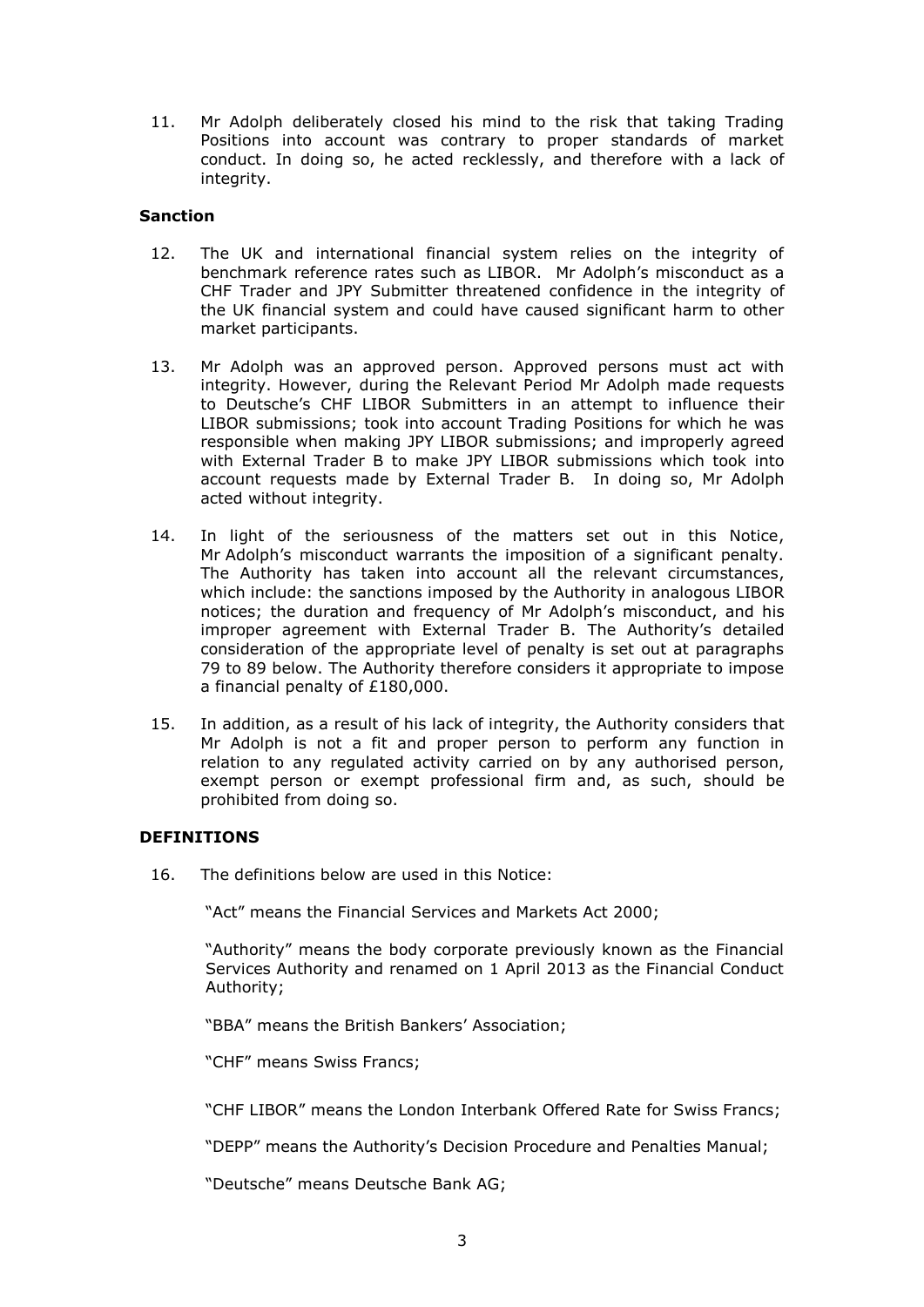11. Mr Adolph deliberately closed his mind to the risk that taking Trading Positions into account was contrary to proper standards of market conduct. In doing so, he acted recklessly, and therefore with a lack of integrity.

**Sanction**

12. The UK and international financial system relies on the integrity of benchmark reference rates such as LIBOR. Mr Adolph's misconduct as a CHF Trader and JPY Submitter threatened confidence in the integrity of the UK financial system and could have caused significant harm to other market participants.

13. Mr Adolph was an approved person. Approved persons must act with integrity. However, during the Relevant Period Mr Adolph made requests to Deutsche's CHF LIBOR Submitters in an attempt to influence their LIBOR submissions; took into account Trading Positions for which he was responsible when making JPY LIBOR submissions; and improperly agreed with External Trader B to make JPY LIBOR submissions which took into account requests made by External Trader B. In doing so, Mr Adolph acted without integrity.

14. In light of the seriousness of the matters set out in this Notice, Mr Adolph's misconduct warrants the imposition of a significant penalty. The Authority has taken into account all the relevant circumstances, which include: the sanctions imposed by the Authority in analogous LIBOR notices; the duration and frequency of Mr Adolph's misconduct, and his improper agreement with External Trader B. The Authority's detailed consideration of the appropriate level of penalty is set out at paragraphs 79 to 89 below. The Authority therefore considers it appropriate to impose a financial penalty of £180,000.

15. In addition, as a result of his lack of integrity, the Authority considers that Mr Adolph is not a fit and proper person to perform any function in relation to any regulated activity carried on by any authorised person, exempt person or exempt professional firm and, as such, should be prohibited from doing so.

## DEFINITIONS

16. The definitions below are used in this Notice:

"Act" means the Financial Services and Markets Act 2000;

"Authority" means the body corporate previously known as the Financial Services Authority and renamed on 1 April 2013 as the Financial Conduct Authority;

"BBA" means the British Bankers' Association;

"CHF" means Swiss Francs;

"CHF LIBOR" means the London Interbank Offered Rate for Swiss Francs;

"DEPP" means the Authority's Decision Procedure and Penalties Manual;

"Deutsche" means Deutsche Bank AG;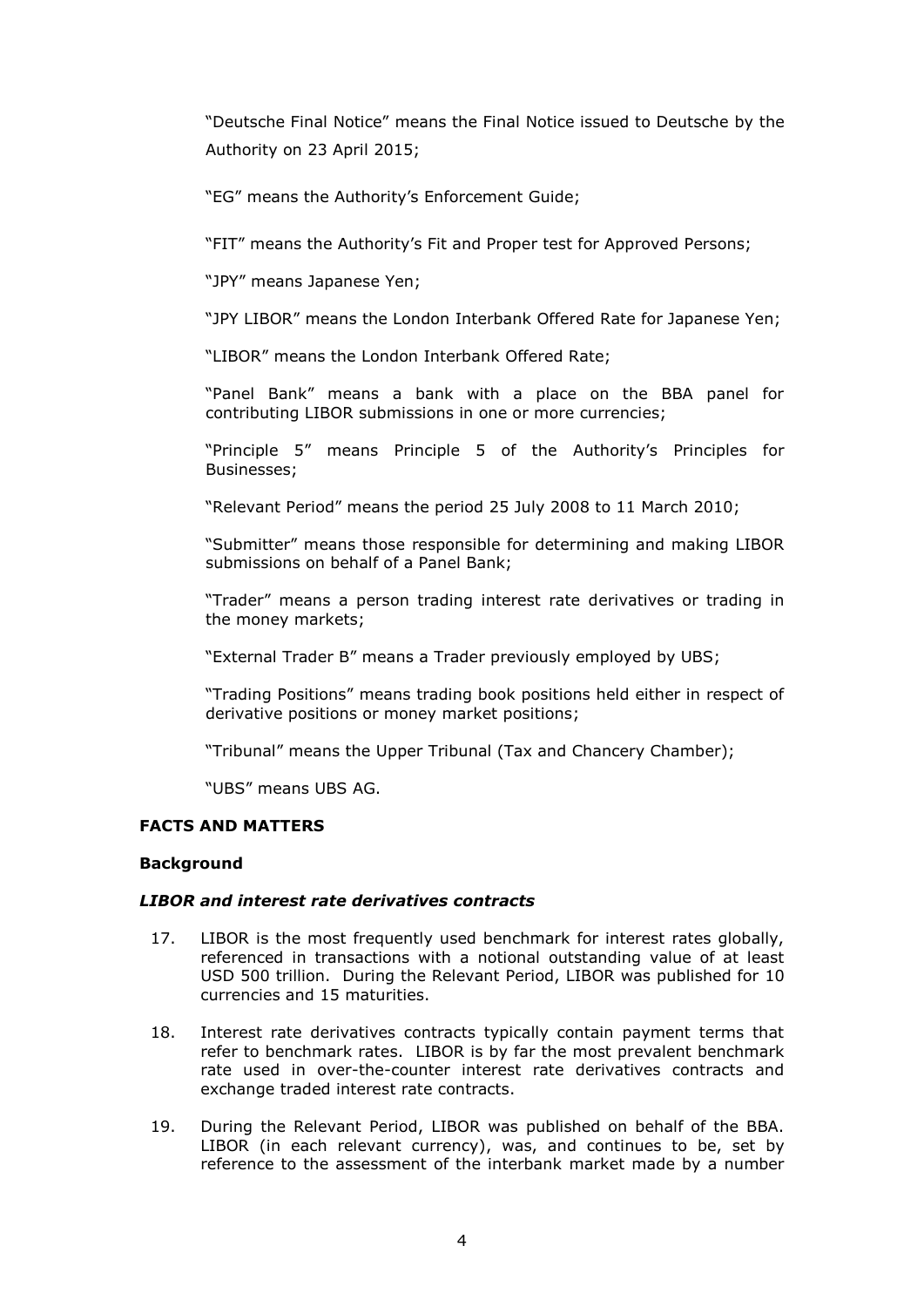"Deutsche Final Notice" means the Final Notice issued to Deutsche by the Authority on 23 April 2015;

"EG" means the Authority's Enforcement Guide;

"FIT" means the Authority's Fit and Proper test for Approved Persons;

"JPY" means Japanese Yen;

"JPY LIBOR" means the London Interbank Offered Rate for Japanese Yen;

"LIBOR" means the London Interbank Offered Rate;

"Panel Bank" means a bank with a place on the BBA panel for contributing LIBOR submissions in one or more currencies;

"Principle 5" means Principle 5 of the Authority's Principles for Businesses;

"Relevant Period" means the period 25 July 2008 to 11 March 2010;

"Submitter" means those responsible for determining and making LIBOR submissions on behalf of a Panel Bank;

"Trader" means a person trading interest rate derivatives or trading in the money markets;

"External Trader B" means a Trader previously employed by UBS;

"Trading Positions" means trading book positions held either in respect of derivative positions or money market positions;

"Tribunal" means the Upper Tribunal (Tax and Chancery Chamber);

"UBS" means UBS AG.

## FACTS AND MATTERS

### Background

#### *LIBOR and interest rate derivatives contracts*

17. LIBOR is the most frequently used benchmark for interest rates globally, referenced in transactions with a notional outstanding value of at least USD 500 trillion. During the Relevant Period, LIBOR was published for 10 currencies and 15 maturities.

18. Interest rate derivatives contracts typically contain payment terms that refer to benchmark rates. LIBOR is by far the most prevalent benchmark rate used in over-the-counter interest rate derivatives contracts and exchange traded interest rate contracts.

19. During the Relevant Period, LIBOR was published on behalf of the BBA. LIBOR (in each relevant currency), was, and continues to be, set by reference to the assessment of the interbank market made by a number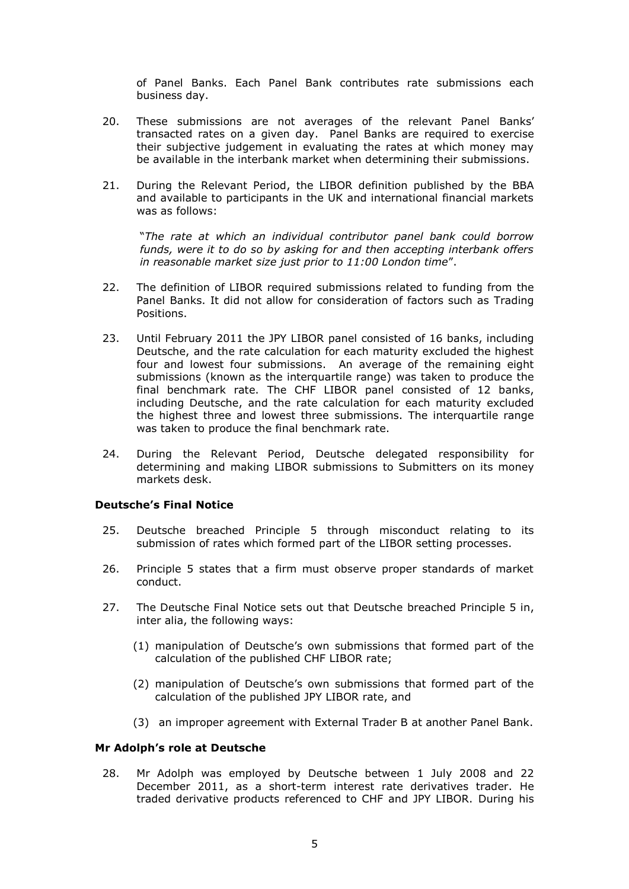of Panel Banks. Each Panel Bank contributes rate submissions each business day.

20. These submissions are not averages of the relevant Panel Banks' transacted rates on a given day. Panel Banks are required to exercise their subjective judgement in evaluating the rates at which money may be available in the interbank market when determining their submissions.

21. During the Relevant Period, the LIBOR definition published by the BBA and available to participants in the UK and international financial markets was as follows:

    "*The rate at which an individual contributor panel bank could borrow funds, were it to do so by asking for and then accepting interbank offers in reasonable market size just prior to 11:00 London time*".

22. The definition of LIBOR required submissions related to funding from the Panel Banks. It did not allow for consideration of factors such as Trading Positions.

23. Until February 2011 the JPY LIBOR panel consisted of 16 banks, including Deutsche, and the rate calculation for each maturity excluded the highest four and lowest four submissions. An average of the remaining eight submissions (known as the interquartile range) was taken to produce the final benchmark rate. The CHF LIBOR panel consisted of 12 banks, including Deutsche, and the rate calculation for each maturity excluded the highest three and lowest three submissions. The interquartile range was taken to produce the final benchmark rate.

24. During the Relevant Period, Deutsche delegated responsibility for determining and making LIBOR submissions to Submitters on its money markets desk.

### Deutsche's Final Notice

25. Deutsche breached Principle 5 through misconduct relating to its submission of rates which formed part of the LIBOR setting processes.

26. Principle 5 states that a firm must observe proper standards of market conduct.

27. The Deutsche Final Notice sets out that Deutsche breached Principle 5 in, inter alia, the following ways:

    (1) manipulation of Deutsche's own submissions that formed part of the calculation of the published CHF LIBOR rate;

    (2) manipulation of Deutsche's own submissions that formed part of the calculation of the published JPY LIBOR rate, and

    (3) an improper agreement with External Trader B at another Panel Bank.

### Mr Adolph's role at Deutsche

28. Mr Adolph was employed by Deutsche between 1 July 2008 and 22 December 2011, as a short-term interest rate derivatives trader. He traded derivative products referenced to CHF and JPY LIBOR. During his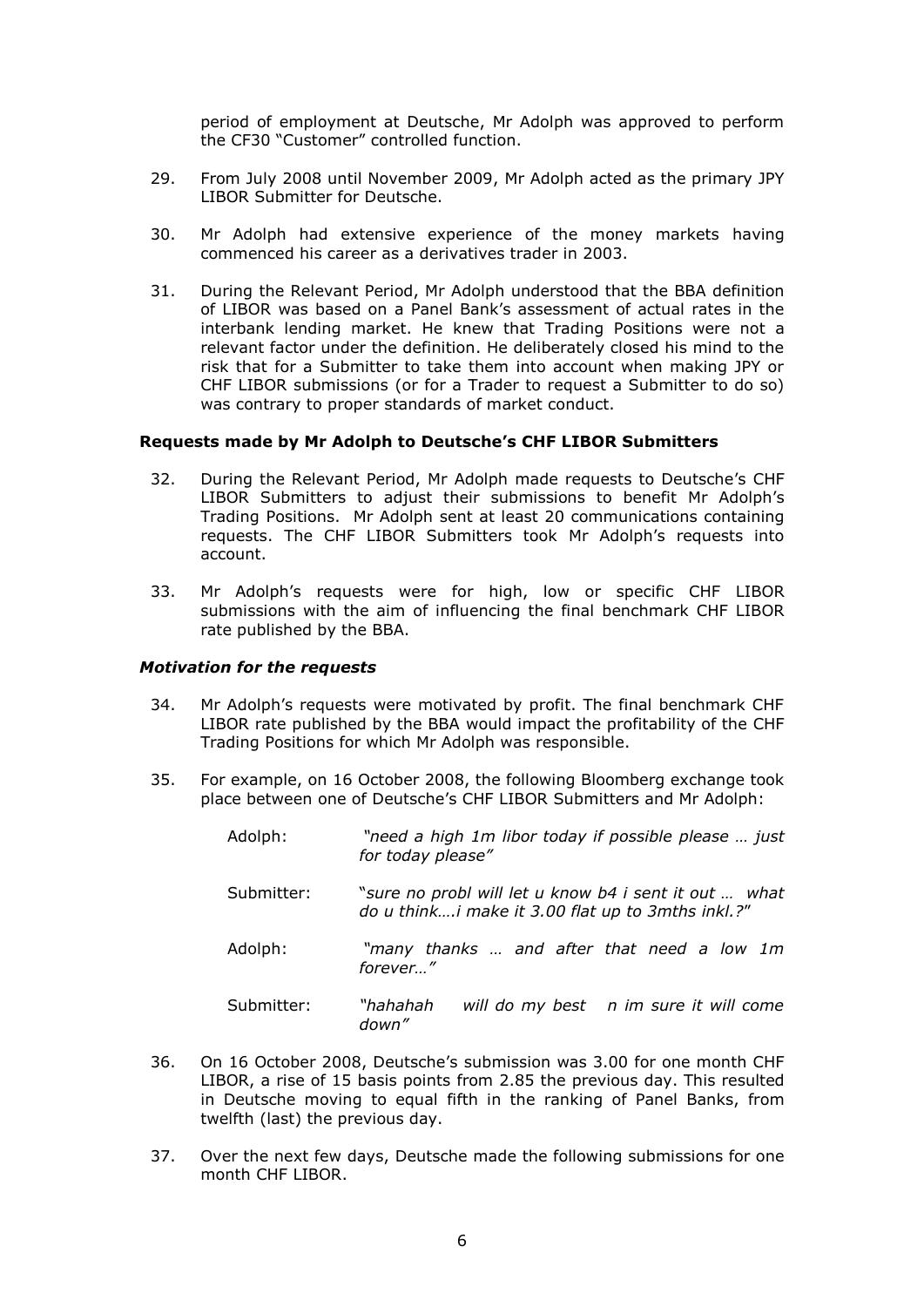period of employment at Deutsche, Mr Adolph was approved to perform the CF30 "Customer" controlled function.

29. From July 2008 until November 2009, Mr Adolph acted as the primary JPY LIBOR Submitter for Deutsche.

30. Mr Adolph had extensive experience of the money markets having commenced his career as a derivatives trader in 2003.

31. During the Relevant Period, Mr Adolph understood that the BBA definition of LIBOR was based on a Panel Bank's assessment of actual rates in the interbank lending market. He knew that Trading Positions were not a relevant factor under the definition. He deliberately closed his mind to the risk that for a Submitter to take them into account when making JPY or CHF LIBOR submissions (or for a Trader to request a Submitter to do so) was contrary to proper standards of market conduct.

**Requests made by Mr Adolph to Deutsche's CHF LIBOR Submitters**

32. During the Relevant Period, Mr Adolph made requests to Deutsche's CHF LIBOR Submitters to adjust their submissions to benefit Mr Adolph's Trading Positions. Mr Adolph sent at least 20 communications containing requests. The CHF LIBOR Submitters took Mr Adolph's requests into account.

33. Mr Adolph's requests were for high, low or specific CHF LIBOR submissions with the aim of influencing the final benchmark CHF LIBOR rate published by the BBA.

***Motivation for the requests***

34. Mr Adolph's requests were motivated by profit. The final benchmark CHF LIBOR rate published by the BBA would impact the profitability of the CHF Trading Positions for which Mr Adolph was responsible.

35. For example, on 16 October 2008, the following Bloomberg exchange took place between one of Deutsche's CHF LIBOR Submitters and Mr Adolph:

    Adolph: *"need a high 1m libor today if possible please … just for today please"*

    Submitter: "*sure no probl will let u know b4 i sent it out … what do u think….i make it 3.00 flat up to 3mths inkl.?*"

    Adolph: *"many thanks … and after that need a low 1m forever…"*

    Submitter: *"hahahah will do my best n im sure it will come down"*

36. On 16 October 2008, Deutsche's submission was 3.00 for one month CHF LIBOR, a rise of 15 basis points from 2.85 the previous day. This resulted in Deutsche moving to equal fifth in the ranking of Panel Banks, from twelfth (last) the previous day.

37. Over the next few days, Deutsche made the following submissions for one month CHF LIBOR.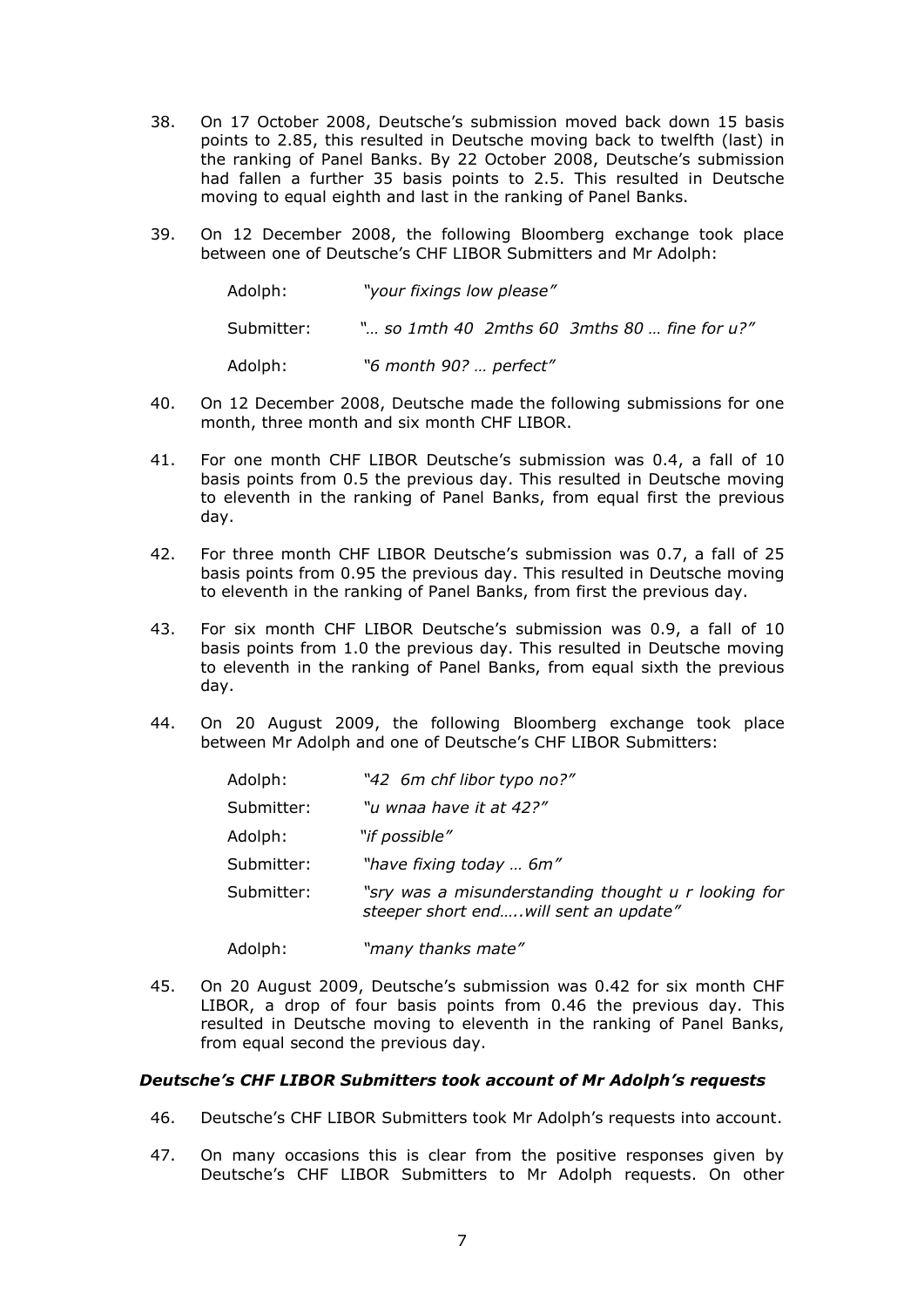38. On 17 October 2008, Deutsche's submission moved back down 15 basis points to 2.85, this resulted in Deutsche moving back to twelfth (last) in the ranking of Panel Banks. By 22 October 2008, Deutsche's submission had fallen a further 35 basis points to 2.5. This resulted in Deutsche moving to equal eighth and last in the ranking of Panel Banks.

39. On 12 December 2008, the following Bloomberg exchange took place between one of Deutsche's CHF LIBOR Submitters and Mr Adolph:

| | |
|---|---|
| Adolph: | *"your fixings low please"* |
| Submitter: | *"… so 1mth 40 2mths 60 3mths 80 … fine for u?"* |
| Adolph: | *"6 month 90? … perfect"* |

40. On 12 December 2008, Deutsche made the following submissions for one month, three month and six month CHF LIBOR.

41. For one month CHF LIBOR Deutsche's submission was 0.4, a fall of 10 basis points from 0.5 the previous day. This resulted in Deutsche moving to eleventh in the ranking of Panel Banks, from equal first the previous day.

42. For three month CHF LIBOR Deutsche's submission was 0.7, a fall of 25 basis points from 0.95 the previous day. This resulted in Deutsche moving to eleventh in the ranking of Panel Banks, from first the previous day.

43. For six month CHF LIBOR Deutsche's submission was 0.9, a fall of 10 basis points from 1.0 the previous day. This resulted in Deutsche moving to eleventh in the ranking of Panel Banks, from equal sixth the previous day.

44. On 20 August 2009, the following Bloomberg exchange took place between Mr Adolph and one of Deutsche's CHF LIBOR Submitters:

| | |
|---|---|
| Adolph: | *"42 6m chf libor typo no?"* |
| Submitter: | *"u wnaa have it at 42?"* |
| Adolph: | *"if possible"* |
| Submitter: | *"have fixing today … 6m"* |
| Submitter: | *"sry was a misunderstanding thought u r looking for steeper short end…..will sent an update"* |
| Adolph: | *"many thanks mate"* |

45. On 20 August 2009, Deutsche's submission was 0.42 for six month CHF LIBOR, a drop of four basis points from 0.46 the previous day. This resulted in Deutsche moving to eleventh in the ranking of Panel Banks, from equal second the previous day.

### *Deutsche's CHF LIBOR Submitters took account of Mr Adolph's requests*

46. Deutsche's CHF LIBOR Submitters took Mr Adolph's requests into account.

47. On many occasions this is clear from the positive responses given by Deutsche's CHF LIBOR Submitters to Mr Adolph requests. On other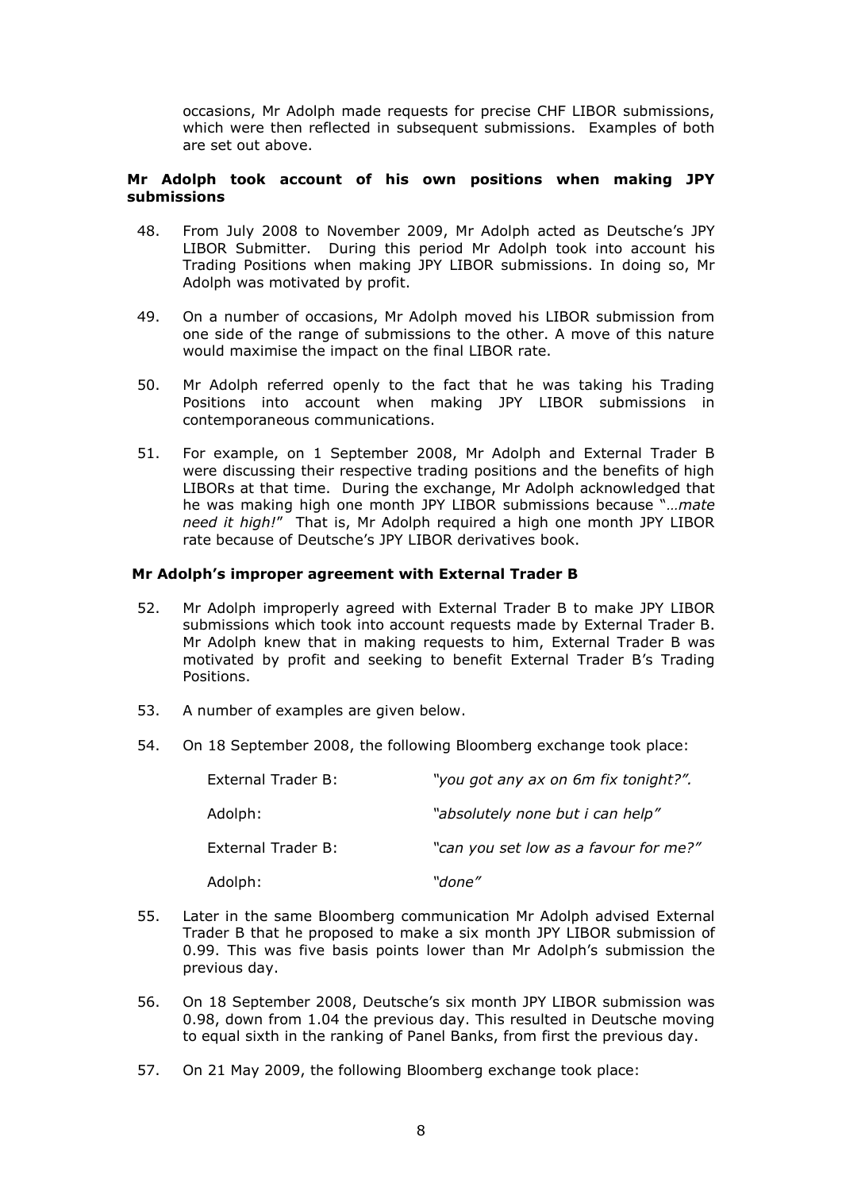occasions, Mr Adolph made requests for precise CHF LIBOR submissions, which were then reflected in subsequent submissions. Examples of both are set out above.

**Mr Adolph took account of his own positions when making JPY submissions**

48. From July 2008 to November 2009, Mr Adolph acted as Deutsche's JPY LIBOR Submitter. During this period Mr Adolph took into account his Trading Positions when making JPY LIBOR submissions. In doing so, Mr Adolph was motivated by profit.

49. On a number of occasions, Mr Adolph moved his LIBOR submission from one side of the range of submissions to the other. A move of this nature would maximise the impact on the final LIBOR rate.

50. Mr Adolph referred openly to the fact that he was taking his Trading Positions into account when making JPY LIBOR submissions in contemporaneous communications.

51. For example, on 1 September 2008, Mr Adolph and External Trader B were discussing their respective trading positions and the benefits of high LIBORs at that time. During the exchange, Mr Adolph acknowledged that he was making high one month JPY LIBOR submissions because "*…mate need it high!*" That is, Mr Adolph required a high one month JPY LIBOR rate because of Deutsche's JPY LIBOR derivatives book.

**Mr Adolph's improper agreement with External Trader B**

52. Mr Adolph improperly agreed with External Trader B to make JPY LIBOR submissions which took into account requests made by External Trader B. Mr Adolph knew that in making requests to him, External Trader B was motivated by profit and seeking to benefit External Trader B's Trading Positions.

53. A number of examples are given below.

54. On 18 September 2008, the following Bloomberg exchange took place:

| | |
|---|---|
| External Trader B: | *"you got any ax on 6m fix tonight?".* |
| Adolph: | *"absolutely none but i can help"* |
| External Trader B: | *"can you set low as a favour for me?"* |
| Adolph: | *"done"* |

55. Later in the same Bloomberg communication Mr Adolph advised External Trader B that he proposed to make a six month JPY LIBOR submission of 0.99. This was five basis points lower than Mr Adolph's submission the previous day.

56. On 18 September 2008, Deutsche's six month JPY LIBOR submission was 0.98, down from 1.04 the previous day. This resulted in Deutsche moving to equal sixth in the ranking of Panel Banks, from first the previous day.

57. On 21 May 2009, the following Bloomberg exchange took place: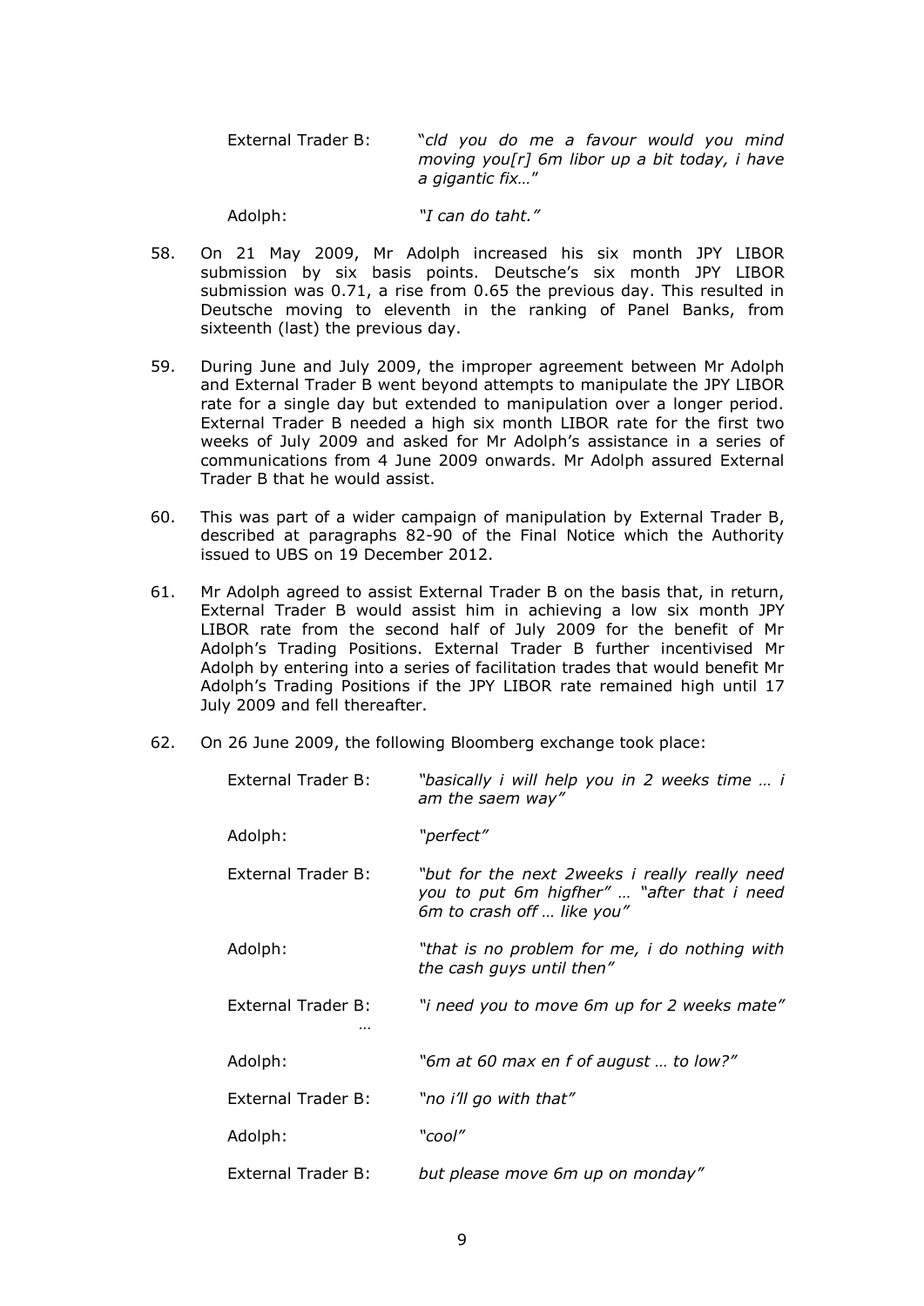External Trader B: "*cld you do me a favour would you mind moving you[r] 6m libor up a bit today, i have a gigantic fix…*"

Adolph: *"I can do taht."*

58. On 21 May 2009, Mr Adolph increased his six month JPY LIBOR submission by six basis points. Deutsche's six month JPY LIBOR submission was 0.71, a rise from 0.65 the previous day. This resulted in Deutsche moving to eleventh in the ranking of Panel Banks, from sixteenth (last) the previous day.

59. During June and July 2009, the improper agreement between Mr Adolph and External Trader B went beyond attempts to manipulate the JPY LIBOR rate for a single day but extended to manipulation over a longer period. External Trader B needed a high six month LIBOR rate for the first two weeks of July 2009 and asked for Mr Adolph's assistance in a series of communications from 4 June 2009 onwards. Mr Adolph assured External Trader B that he would assist.

60. This was part of a wider campaign of manipulation by External Trader B, described at paragraphs 82-90 of the Final Notice which the Authority issued to UBS on 19 December 2012.

61. Mr Adolph agreed to assist External Trader B on the basis that, in return, External Trader B would assist him in achieving a low six month JPY LIBOR rate from the second half of July 2009 for the benefit of Mr Adolph's Trading Positions. External Trader B further incentivised Mr Adolph by entering into a series of facilitation trades that would benefit Mr Adolph's Trading Positions if the JPY LIBOR rate remained high until 17 July 2009 and fell thereafter.

62. On 26 June 2009, the following Bloomberg exchange took place:

External Trader B: *"basically i will help you in 2 weeks time … i am the saem way"*

Adolph: *"perfect"*

External Trader B: *"but for the next 2weeks i really really need you to put 6m higfher" … "after that i need 6m to crash off … like you"*

Adolph: *"that is no problem for me, i do nothing with the cash guys until then"*

External Trader B: *"i need you to move 6m up for 2 weeks mate"*

…

Adolph: *"6m at 60 max en f of august … to low?"*

External Trader B: *"no i'll go with that"*

Adolph: *"cool"*

External Trader B: *but please move 6m up on monday"*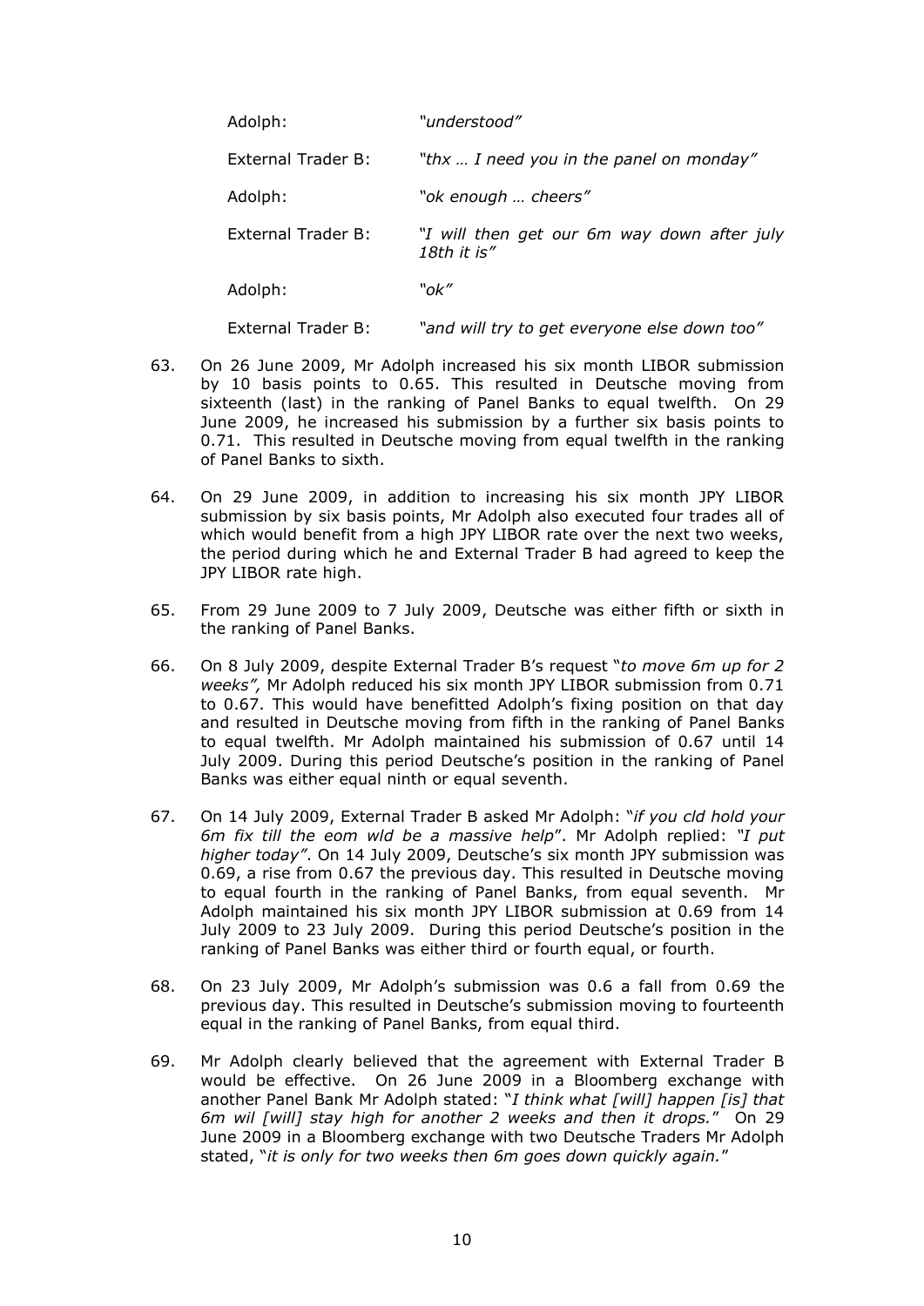| | |
|---|---|
| Adolph: | *"understood"* |
| External Trader B: | *"thx … I need you in the panel on monday"* |
| Adolph: | *"ok enough … cheers"* |
| External Trader B: | *"I will then get our 6m way down after july 18th it is"* |
| Adolph: | *"ok"* |
| External Trader B: | *"and will try to get everyone else down too"* |

63. On 26 June 2009, Mr Adolph increased his six month LIBOR submission by 10 basis points to 0.65. This resulted in Deutsche moving from sixteenth (last) in the ranking of Panel Banks to equal twelfth. On 29 June 2009, he increased his submission by a further six basis points to 0.71. This resulted in Deutsche moving from equal twelfth in the ranking of Panel Banks to sixth.

64. On 29 June 2009, in addition to increasing his six month JPY LIBOR submission by six basis points, Mr Adolph also executed four trades all of which would benefit from a high JPY LIBOR rate over the next two weeks, the period during which he and External Trader B had agreed to keep the JPY LIBOR rate high.

65. From 29 June 2009 to 7 July 2009, Deutsche was either fifth or sixth in the ranking of Panel Banks.

66. On 8 July 2009, despite External Trader B's request "*to move 6m up for 2 weeks",* Mr Adolph reduced his six month JPY LIBOR submission from 0.71 to 0.67. This would have benefitted Adolph's fixing position on that day and resulted in Deutsche moving from fifth in the ranking of Panel Banks to equal twelfth. Mr Adolph maintained his submission of 0.67 until 14 July 2009. During this period Deutsche's position in the ranking of Panel Banks was either equal ninth or equal seventh.

67. On 14 July 2009, External Trader B asked Mr Adolph: "*if you cld hold your 6m fix till the eom wld be a massive help*". Mr Adolph replied: *"I put higher today"*. On 14 July 2009, Deutsche's six month JPY submission was 0.69, a rise from 0.67 the previous day. This resulted in Deutsche moving to equal fourth in the ranking of Panel Banks, from equal seventh. Mr Adolph maintained his six month JPY LIBOR submission at 0.69 from 14 July 2009 to 23 July 2009. During this period Deutsche's position in the ranking of Panel Banks was either third or fourth equal, or fourth.

68. On 23 July 2009, Mr Adolph's submission was 0.6 a fall from 0.69 the previous day. This resulted in Deutsche's submission moving to fourteenth equal in the ranking of Panel Banks, from equal third.

69. Mr Adolph clearly believed that the agreement with External Trader B would be effective. On 26 June 2009 in a Bloomberg exchange with another Panel Bank Mr Adolph stated: "*I think what [will] happen [is] that 6m wil [will] stay high for another 2 weeks and then it drops.*" On 29 June 2009 in a Bloomberg exchange with two Deutsche Traders Mr Adolph stated, "*it is only for two weeks then 6m goes down quickly again.*"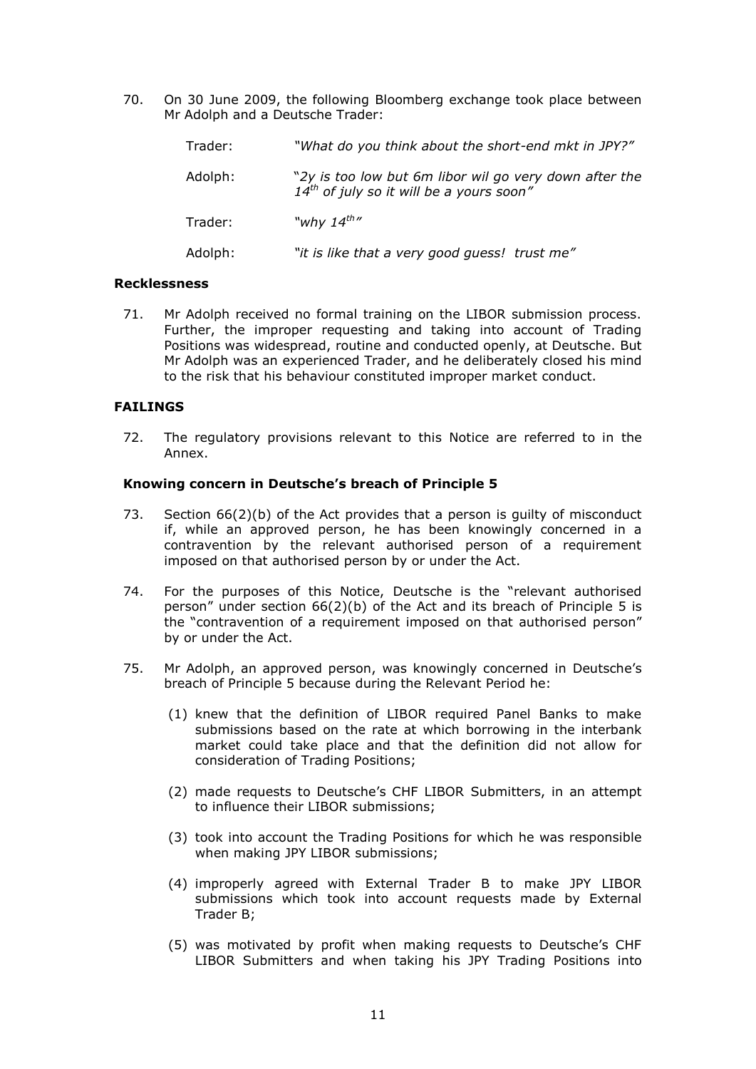70. On 30 June 2009, the following Bloomberg exchange took place between Mr Adolph and a Deutsche Trader:

| | |
|---|---|
| Trader: | *"What do you think about the short-end mkt in JPY?"* |
| Adolph: | *"2y is too low but 6m libor wil go very down after the 14th of july so it will be a yours soon"* |
| Trader: | *"why 14th"* |
| Adolph: | *"it is like that a very good guess! trust me"* |

**Recklessness**

71. Mr Adolph received no formal training on the LIBOR submission process. Further, the improper requesting and taking into account of Trading Positions was widespread, routine and conducted openly, at Deutsche. But Mr Adolph was an experienced Trader, and he deliberately closed his mind to the risk that his behaviour constituted improper market conduct.

## FAILINGS

72. The regulatory provisions relevant to this Notice are referred to in the Annex.

**Knowing concern in Deutsche's breach of Principle 5**

73. Section 66(2)(b) of the Act provides that a person is guilty of misconduct if, while an approved person, he has been knowingly concerned in a contravention by the relevant authorised person of a requirement imposed on that authorised person by or under the Act.

74. For the purposes of this Notice, Deutsche is the "relevant authorised person" under section 66(2)(b) of the Act and its breach of Principle 5 is the "contravention of a requirement imposed on that authorised person" by or under the Act.

75. Mr Adolph, an approved person, was knowingly concerned in Deutsche's breach of Principle 5 because during the Relevant Period he:

    (1) knew that the definition of LIBOR required Panel Banks to make submissions based on the rate at which borrowing in the interbank market could take place and that the definition did not allow for consideration of Trading Positions;

    (2) made requests to Deutsche's CHF LIBOR Submitters, in an attempt to influence their LIBOR submissions;

    (3) took into account the Trading Positions for which he was responsible when making JPY LIBOR submissions;

    (4) improperly agreed with External Trader B to make JPY LIBOR submissions which took into account requests made by External Trader B;

    (5) was motivated by profit when making requests to Deutsche's CHF LIBOR Submitters and when taking his JPY Trading Positions into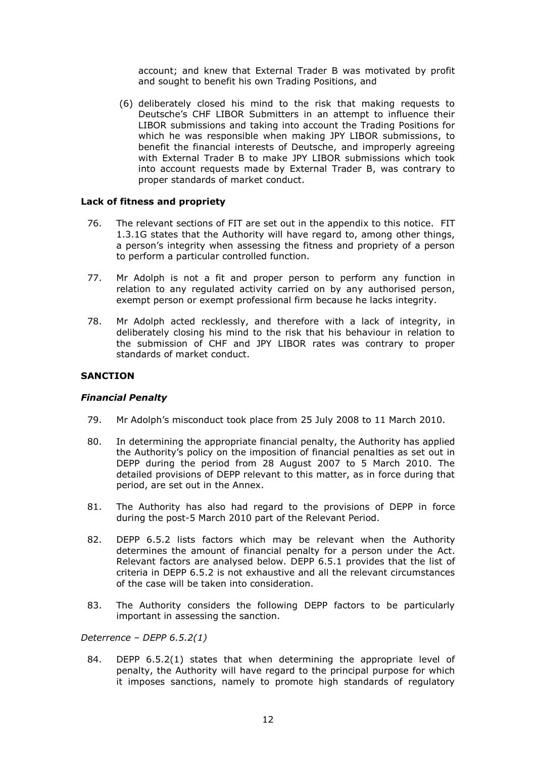account; and knew that External Trader B was motivated by profit and sought to benefit his own Trading Positions, and

(6) deliberately closed his mind to the risk that making requests to Deutsche's CHF LIBOR Submitters in an attempt to influence their LIBOR submissions and taking into account the Trading Positions for which he was responsible when making JPY LIBOR submissions, to benefit the financial interests of Deutsche, and improperly agreeing with External Trader B to make JPY LIBOR submissions which took into account requests made by External Trader B, was contrary to proper standards of market conduct.

### Lack of fitness and propriety

76. The relevant sections of FIT are set out in the appendix to this notice. FIT 1.3.1G states that the Authority will have regard to, among other things, a person's integrity when assessing the fitness and propriety of a person to perform a particular controlled function.

77. Mr Adolph is not a fit and proper person to perform any function in relation to any regulated activity carried on by any authorised person, exempt person or exempt professional firm because he lacks integrity.

78. Mr Adolph acted recklessly, and therefore with a lack of integrity, in deliberately closing his mind to the risk that his behaviour in relation to the submission of CHF and JPY LIBOR rates was contrary to proper standards of market conduct.

## SANCTION

### *Financial Penalty*

79. Mr Adolph's misconduct took place from 25 July 2008 to 11 March 2010.

80. In determining the appropriate financial penalty, the Authority has applied the Authority's policy on the imposition of financial penalties as set out in DEPP during the period from 28 August 2007 to 5 March 2010. The detailed provisions of DEPP relevant to this matter, as in force during that period, are set out in the Annex.

81. The Authority has also had regard to the provisions of DEPP in force during the post-5 March 2010 part of the Relevant Period.

82. DEPP 6.5.2 lists factors which may be relevant when the Authority determines the amount of financial penalty for a person under the Act. Relevant factors are analysed below. DEPP 6.5.1 provides that the list of criteria in DEPP 6.5.2 is not exhaustive and all the relevant circumstances of the case will be taken into consideration.

83. The Authority considers the following DEPP factors to be particularly important in assessing the sanction.

*Deterrence – DEPP 6.5.2(1)*

84. DEPP 6.5.2(1) states that when determining the appropriate level of penalty, the Authority will have regard to the principal purpose for which it imposes sanctions, namely to promote high standards of regulatory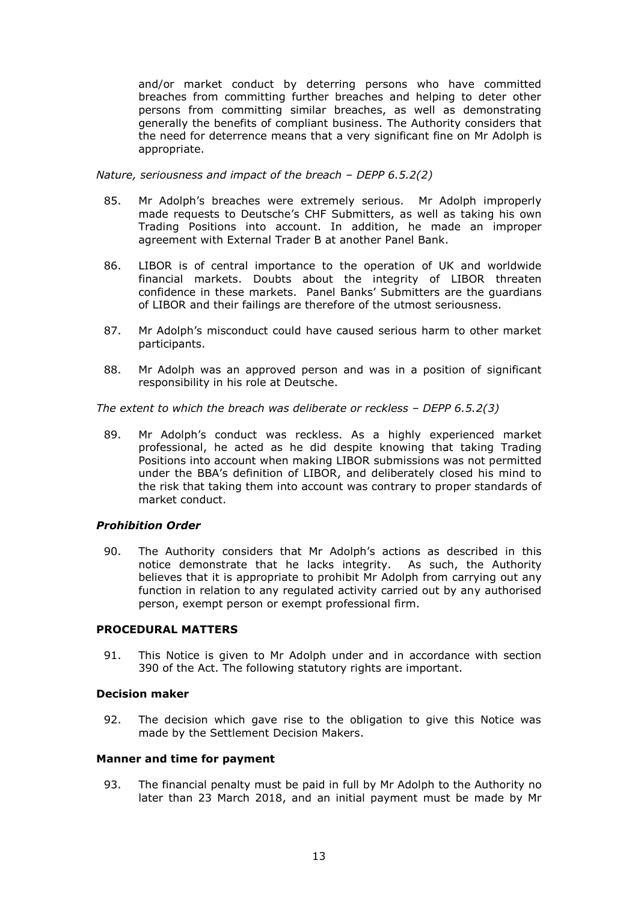and/or market conduct by deterring persons who have committed breaches from committing further breaches and helping to deter other persons from committing similar breaches, as well as demonstrating generally the benefits of compliant business. The Authority considers that the need for deterrence means that a very significant fine on Mr Adolph is appropriate.

*Nature, seriousness and impact of the breach – DEPP 6.5.2(2)*

85. Mr Adolph's breaches were extremely serious. Mr Adolph improperly made requests to Deutsche's CHF Submitters, as well as taking his own Trading Positions into account. In addition, he made an improper agreement with External Trader B at another Panel Bank.

86. LIBOR is of central importance to the operation of UK and worldwide financial markets. Doubts about the integrity of LIBOR threaten confidence in these markets. Panel Banks' Submitters are the guardians of LIBOR and their failings are therefore of the utmost seriousness.

87. Mr Adolph's misconduct could have caused serious harm to other market participants.

88. Mr Adolph was an approved person and was in a position of significant responsibility in his role at Deutsche.

*The extent to which the breach was deliberate or reckless – DEPP 6.5.2(3)*

89. Mr Adolph's conduct was reckless. As a highly experienced market professional, he acted as he did despite knowing that taking Trading Positions into account when making LIBOR submissions was not permitted under the BBA's definition of LIBOR, and deliberately closed his mind to the risk that taking them into account was contrary to proper standards of market conduct.

***Prohibition Order***

90. The Authority considers that Mr Adolph's actions as described in this notice demonstrate that he lacks integrity. As such, the Authority believes that it is appropriate to prohibit Mr Adolph from carrying out any function in relation to any regulated activity carried out by any authorised person, exempt person or exempt professional firm.

**PROCEDURAL MATTERS**

91. This Notice is given to Mr Adolph under and in accordance with section 390 of the Act. The following statutory rights are important.

**Decision maker**

92. The decision which gave rise to the obligation to give this Notice was made by the Settlement Decision Makers.

**Manner and time for payment**

93. The financial penalty must be paid in full by Mr Adolph to the Authority no later than 23 March 2018, and an initial payment must be made by Mr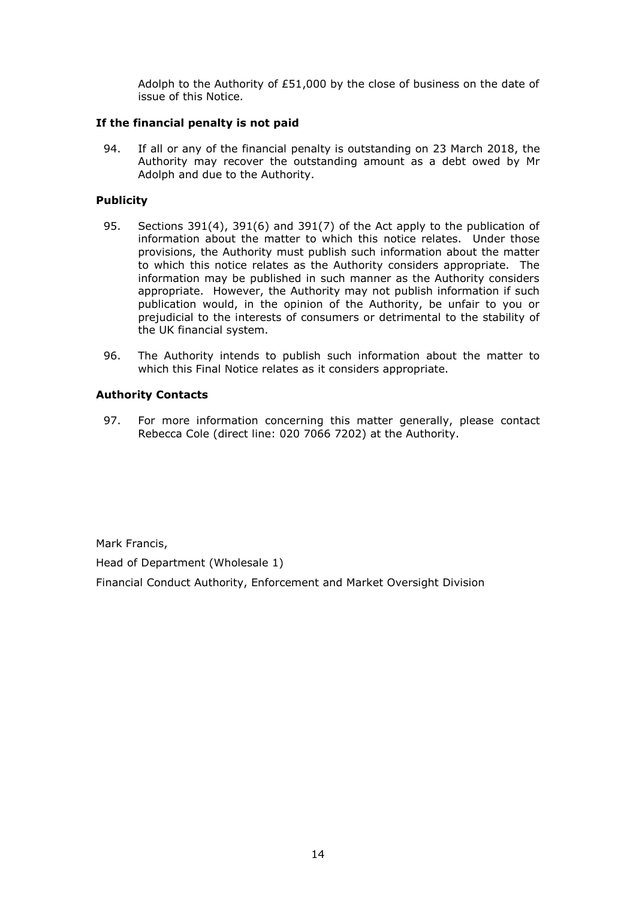Adolph to the Authority of £51,000 by the close of business on the date of issue of this Notice.

**If the financial penalty is not paid**

94. If all or any of the financial penalty is outstanding on 23 March 2018, the Authority may recover the outstanding amount as a debt owed by Mr Adolph and due to the Authority.

**Publicity**

95. Sections 391(4), 391(6) and 391(7) of the Act apply to the publication of information about the matter to which this notice relates. Under those provisions, the Authority must publish such information about the matter to which this notice relates as the Authority considers appropriate. The information may be published in such manner as the Authority considers appropriate. However, the Authority may not publish information if such publication would, in the opinion of the Authority, be unfair to you or prejudicial to the interests of consumers or detrimental to the stability of the UK financial system.

96. The Authority intends to publish such information about the matter to which this Final Notice relates as it considers appropriate.

**Authority Contacts**

97. For more information concerning this matter generally, please contact Rebecca Cole (direct line: 020 7066 7202) at the Authority.

Mark Francis,

Head of Department (Wholesale 1)

Financial Conduct Authority, Enforcement and Market Oversight Division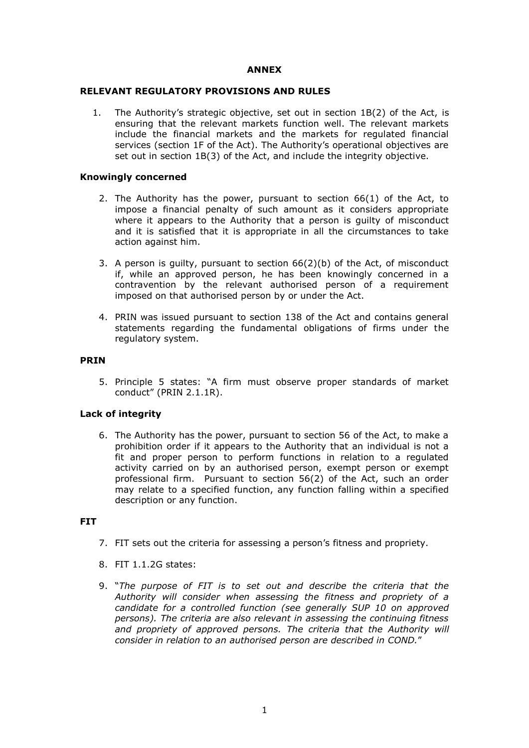**ANNEX**

**RELEVANT REGULATORY PROVISIONS AND RULES**

1. The Authority's strategic objective, set out in section 1B(2) of the Act, is ensuring that the relevant markets function well. The relevant markets include the financial markets and the markets for regulated financial services (section 1F of the Act). The Authority's operational objectives are set out in section 1B(3) of the Act, and include the integrity objective.

**Knowingly concerned**

2. The Authority has the power, pursuant to section 66(1) of the Act, to impose a financial penalty of such amount as it considers appropriate where it appears to the Authority that a person is guilty of misconduct and it is satisfied that it is appropriate in all the circumstances to take action against him.

3. A person is guilty, pursuant to section 66(2)(b) of the Act, of misconduct if, while an approved person, he has been knowingly concerned in a contravention by the relevant authorised person of a requirement imposed on that authorised person by or under the Act.

4. PRIN was issued pursuant to section 138 of the Act and contains general statements regarding the fundamental obligations of firms under the regulatory system.

**PRIN**

5. Principle 5 states: "A firm must observe proper standards of market conduct" (PRIN 2.1.1R).

**Lack of integrity**

6. The Authority has the power, pursuant to section 56 of the Act, to make a prohibition order if it appears to the Authority that an individual is not a fit and proper person to perform functions in relation to a regulated activity carried on by an authorised person, exempt person or exempt professional firm. Pursuant to section 56(2) of the Act, such an order may relate to a specified function, any function falling within a specified description or any function.

**FIT**

7. FIT sets out the criteria for assessing a person's fitness and propriety.

8. FIT 1.1.2G states:

9. "*The purpose of FIT is to set out and describe the criteria that the Authority will consider when assessing the fitness and propriety of a candidate for a controlled function (see generally SUP 10 on approved persons). The criteria are also relevant in assessing the continuing fitness and propriety of approved persons. The criteria that the Authority will consider in relation to an authorised person are described in COND.*"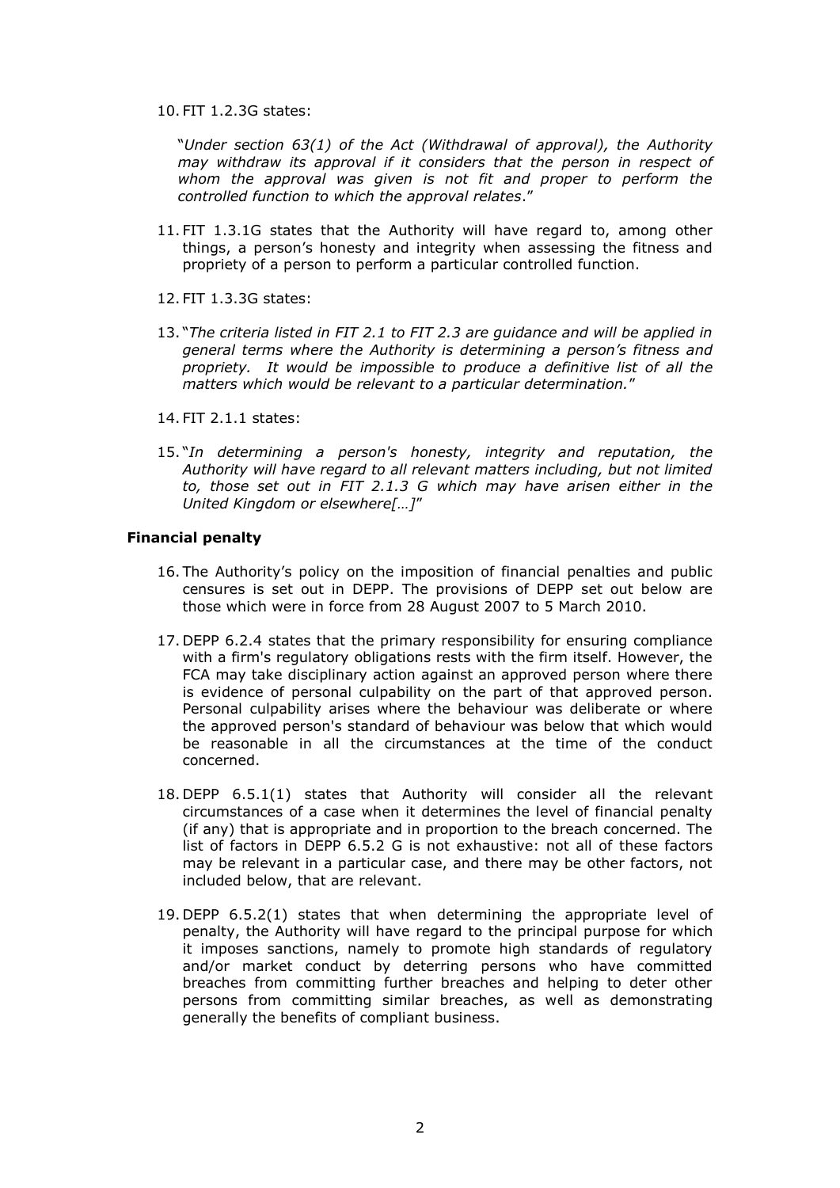10. FIT 1.2.3G states:

"*Under section 63(1) of the Act (Withdrawal of approval), the Authority may withdraw its approval if it considers that the person in respect of whom the approval was given is not fit and proper to perform the controlled function to which the approval relates*."

11. FIT 1.3.1G states that the Authority will have regard to, among other things, a person's honesty and integrity when assessing the fitness and propriety of a person to perform a particular controlled function.

12. FIT 1.3.3G states:

13. "*The criteria listed in FIT 2.1 to FIT 2.3 are guidance and will be applied in general terms where the Authority is determining a person's fitness and propriety. It would be impossible to produce a definitive list of all the matters which would be relevant to a particular determination.*"

14. FIT 2.1.1 states:

15. "*In determining a person's honesty, integrity and reputation, the Authority will have regard to all relevant matters including, but not limited to, those set out in FIT 2.1.3 G which may have arisen either in the United Kingdom or elsewhere[…]*"

**Financial penalty**

16. The Authority's policy on the imposition of financial penalties and public censures is set out in DEPP. The provisions of DEPP set out below are those which were in force from 28 August 2007 to 5 March 2010.

17. DEPP 6.2.4 states that the primary responsibility for ensuring compliance with a firm's regulatory obligations rests with the firm itself. However, the FCA may take disciplinary action against an approved person where there is evidence of personal culpability on the part of that approved person. Personal culpability arises where the behaviour was deliberate or where the approved person's standard of behaviour was below that which would be reasonable in all the circumstances at the time of the conduct concerned.

18. DEPP 6.5.1(1) states that Authority will consider all the relevant circumstances of a case when it determines the level of financial penalty (if any) that is appropriate and in proportion to the breach concerned. The list of factors in DEPP 6.5.2 G is not exhaustive: not all of these factors may be relevant in a particular case, and there may be other factors, not included below, that are relevant.

19. DEPP 6.5.2(1) states that when determining the appropriate level of penalty, the Authority will have regard to the principal purpose for which it imposes sanctions, namely to promote high standards of regulatory and/or market conduct by deterring persons who have committed breaches from committing further breaches and helping to deter other persons from committing similar breaches, as well as demonstrating generally the benefits of compliant business.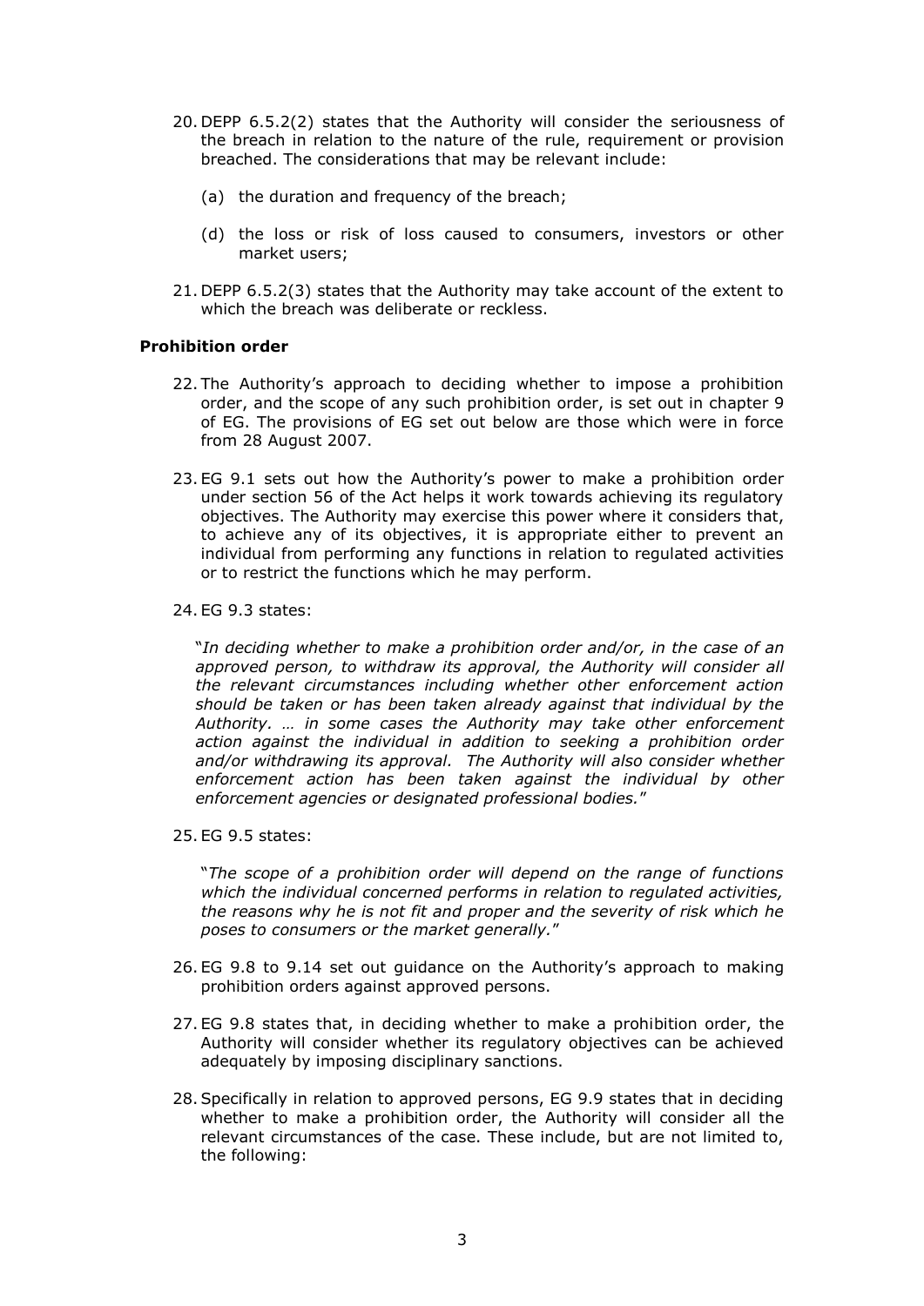20. DEPP 6.5.2(2) states that the Authority will consider the seriousness of the breach in relation to the nature of the rule, requirement or provision breached. The considerations that may be relevant include:

    (a) the duration and frequency of the breach;

    (d) the loss or risk of loss caused to consumers, investors or other market users;

21. DEPP 6.5.2(3) states that the Authority may take account of the extent to which the breach was deliberate or reckless.

**Prohibition order**

22. The Authority's approach to deciding whether to impose a prohibition order, and the scope of any such prohibition order, is set out in chapter 9 of EG. The provisions of EG set out below are those which were in force from 28 August 2007.

23. EG 9.1 sets out how the Authority's power to make a prohibition order under section 56 of the Act helps it work towards achieving its regulatory objectives. The Authority may exercise this power where it considers that, to achieve any of its objectives, it is appropriate either to prevent an individual from performing any functions in relation to regulated activities or to restrict the functions which he may perform.

24. EG 9.3 states:

    "*In deciding whether to make a prohibition order and/or, in the case of an approved person, to withdraw its approval, the Authority will consider all the relevant circumstances including whether other enforcement action should be taken or has been taken already against that individual by the Authority. … in some cases the Authority may take other enforcement action against the individual in addition to seeking a prohibition order and/or withdrawing its approval. The Authority will also consider whether enforcement action has been taken against the individual by other enforcement agencies or designated professional bodies.*"

25. EG 9.5 states:

    "*The scope of a prohibition order will depend on the range of functions which the individual concerned performs in relation to regulated activities, the reasons why he is not fit and proper and the severity of risk which he poses to consumers or the market generally.*"

26. EG 9.8 to 9.14 set out guidance on the Authority's approach to making prohibition orders against approved persons.

27. EG 9.8 states that, in deciding whether to make a prohibition order, the Authority will consider whether its regulatory objectives can be achieved adequately by imposing disciplinary sanctions.

28. Specifically in relation to approved persons, EG 9.9 states that in deciding whether to make a prohibition order, the Authority will consider all the relevant circumstances of the case. These include, but are not limited to, the following: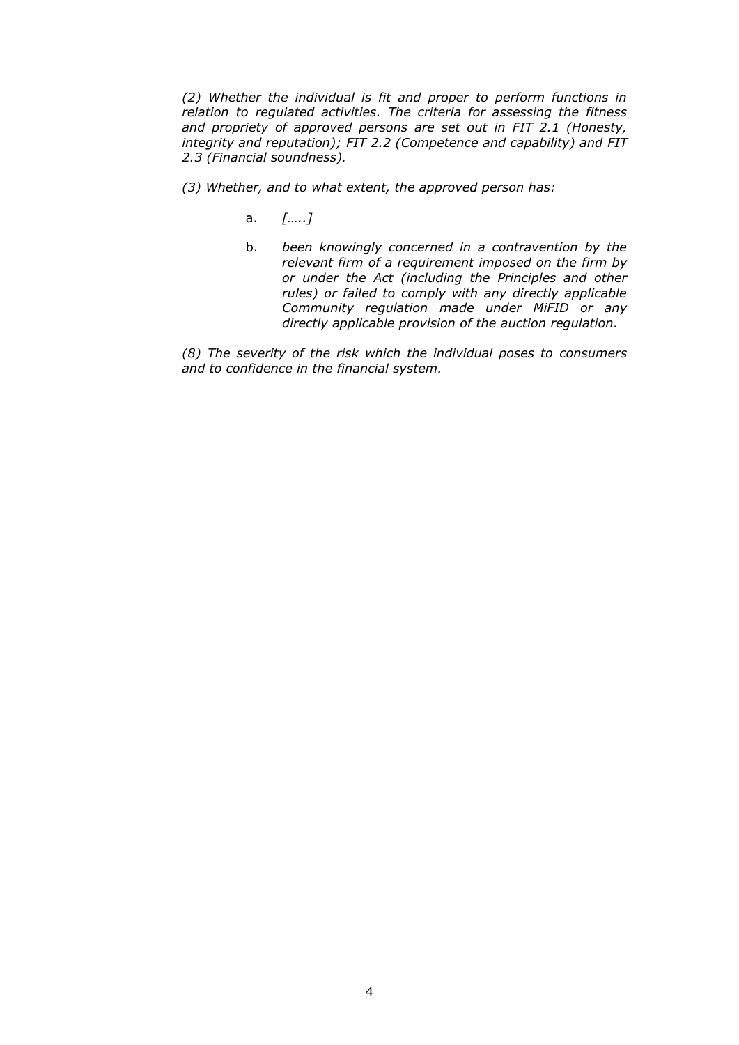*(2) Whether the individual is fit and proper to perform functions in relation to regulated activities. The criteria for assessing the fitness and propriety of approved persons are set out in FIT 2.1 (Honesty, integrity and reputation); FIT 2.2 (Competence and capability) and FIT 2.3 (Financial soundness).*

*(3) Whether, and to what extent, the approved person has:*

a. *[…..]*

b. *been knowingly concerned in a contravention by the relevant firm of a requirement imposed on the firm by or under the Act (including the Principles and other rules) or failed to comply with any directly applicable Community regulation made under MiFID or any directly applicable provision of the auction regulation.*

*(8) The severity of the risk which the individual poses to consumers and to confidence in the financial system.*